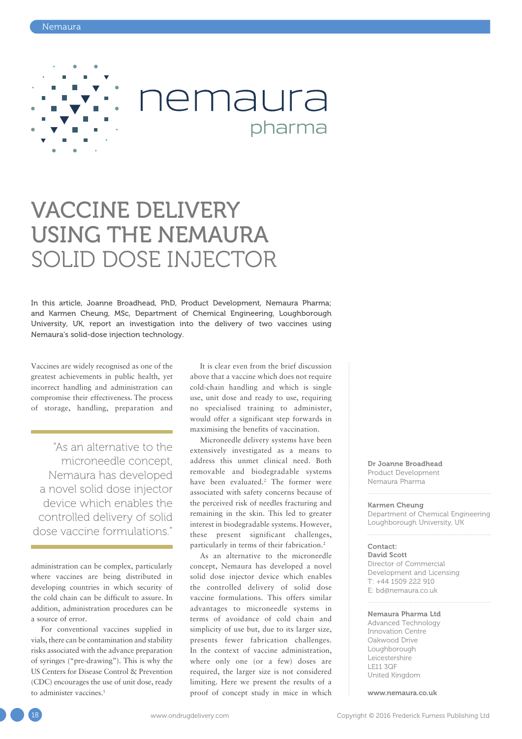# VACCINE DELIVERY USING THE NEMAURA SOLID DOSE INJECTOR

In this article, Joanne Broadhead, PhD, Product Development, Nemaura Pharma; and Karmen Cheung, MSc, Department of Chemical Engineering, Loughborough University, UK, report an investigation into the delivery of two vaccines using Nemaura's solid-dose injection technology.

Vaccines are widely recognised as one of the greatest achievements in public health, yet incorrect handling and administration can compromise their effectiveness. The process of storage, handling, preparation and administration can be complex, particularly where vaccines are being distributed in developing countries in which security of the cold chain can be difficult to assure. In addition, administration procedures can be a source of error.

> "As an alternative to the microneedle concept, Nemaura has developed a novel solid dose injector device which enables the controlled delivery of solid dose vaccine formulations."

For conventional vaccines supplied in vials, there can be contamination and stability risks associated with the advance preparation of syringes ("pre-drawing"). This is why the US Centers for Disease Control & Prevention (CDC) encourages the use of unit dose, ready to administer vaccines.[1]

It is clear even from the brief discussion above that a vaccine which does not require cold-chain handling and which is single use, unit dose and ready to use, requiring no specialised training to administer, would offer a significant step forwards in maximising the benefits of vaccination.

Microneedle delivery systems have been extensively investigated as a means to address this unmet clinical need. Both removable and biodegradable systems have been evaluated.[2] The former were associated with safety concerns because of the perceived risk of needles fracturing and remaining in the skin. This led to greater interest in biodegradable systems. However, these present significant challenges, particularly in terms of their fabrication.[2]

As an alternative to the microneedle concept, Nemaura has developed a novel solid dose injector device which enables the controlled delivery of solid dose vaccine formulations. This offers similar advantages to microneedle systems in terms of avoidance of cold chain and simplicity of use but, due to its larger size, presents fewer fabrication challenges. In the context of vaccine administration, where only one (or a few) doses are required, the larger size is not considered limiting. Here we present the results of a proof of concept study in mice in which

**Dr Joanne Broadhead**
Product Development
Nemaura Pharma

**Karmen Cheung**
Department of Chemical Engineering
Loughborough University, UK

**Contact:**
**David Scott**
Director of Commercial Development and Licensing
T: +44 1509 222 910
E: bd@nemaura.co.uk

**Nemaura Pharma Ltd**
Advanced Technology
Innovation Centre
Oakwood Drive
Loughborough
Leicestershire
LE11 3QF
United Kingdom

**www.nemaura.co.uk**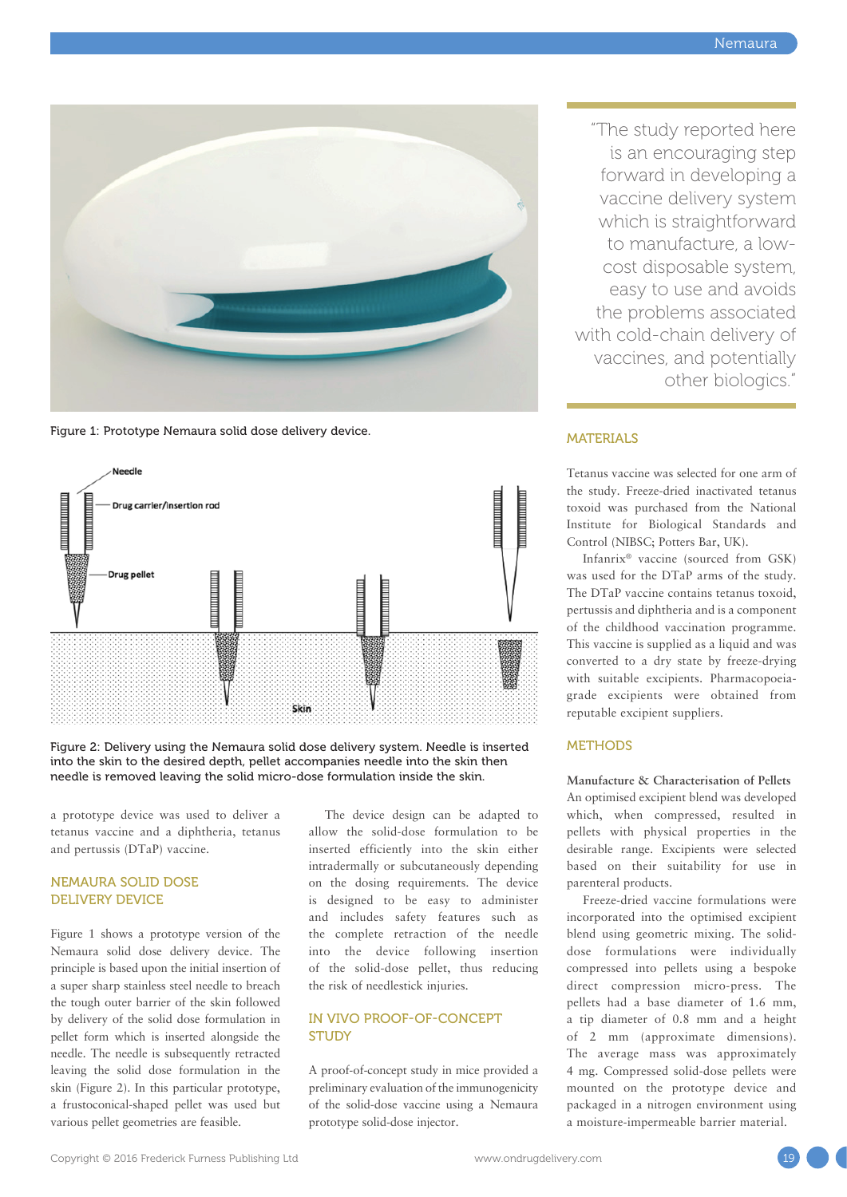Figure 1: Prototype Nemaura solid dose delivery device.

Figure 2: Delivery using the Nemaura solid dose delivery system. Needle is inserted into the skin to the desired depth, pellet accompanies needle into the skin then needle is removed leaving the solid micro-dose formulation inside the skin.

a prototype device was used to deliver a tetanus vaccine and a diphtheria, tetanus and pertussis (DTaP) vaccine.

## NEMAURA SOLID DOSE DELIVERY DEVICE

Figure 1 shows a prototype version of the Nemaura solid dose delivery device. The principle is based upon the initial insertion of a super sharp stainless steel needle to breach the tough outer barrier of the skin followed by delivery of the solid dose formulation in pellet form which is inserted alongside the needle. The needle is subsequently retracted leaving the solid dose formulation in the skin (Figure 2). In this particular prototype, a frustoconical-shaped pellet was used but various pellet geometries are feasible.

The device design can be adapted to allow the solid-dose formulation to be inserted efficiently into the skin either intradermally or subcutaneously depending on the dosing requirements. The device is designed to be easy to administer and includes safety features such as the complete retraction of the needle into the device following insertion of the solid-dose pellet, thus reducing the risk of needlestick injuries.

## IN VIVO PROOF-OF-CONCEPT STUDY

A proof-of-concept study in mice provided a preliminary evaluation of the immunogenicity of the solid-dose vaccine using a Nemaura prototype solid-dose injector.

> "The study reported here is an encouraging step forward in developing a vaccine delivery system which is straightforward to manufacture, a low-cost disposable system, easy to use and avoids the problems associated with cold-chain delivery of vaccines, and potentially other biologics."

## MATERIALS

Tetanus vaccine was selected for one arm of the study. Freeze-dried inactivated tetanus toxoid was purchased from the National Institute for Biological Standards and Control (NIBSC; Potters Bar, UK).

Infanrix® vaccine (sourced from GSK) was used for the DTaP arms of the study. The DTaP vaccine contains tetanus toxoid, pertussis and diphtheria and is a component of the childhood vaccination programme. This vaccine is supplied as a liquid and was converted to a dry state by freeze-drying with suitable excipients. Pharmacopoeia-grade excipients were obtained from reputable excipient suppliers.

## METHODS

### Manufacture & Characterisation of Pellets

An optimised excipient blend was developed which, when compressed, resulted in pellets with physical properties in the desirable range. Excipients were selected based on their suitability for use in parenteral products.

Freeze-dried vaccine formulations were incorporated into the optimised excipient blend using geometric mixing. The solid-dose formulations were individually compressed into pellets using a bespoke direct compression micro-press. The pellets had a base diameter of 1.6 mm, a tip diameter of 0.8 mm and a height of 2 mm (approximate dimensions). The average mass was approximately 4 mg. Compressed solid-dose pellets were mounted on the prototype device and packaged in a nitrogen environment using a moisture-impermeable barrier material.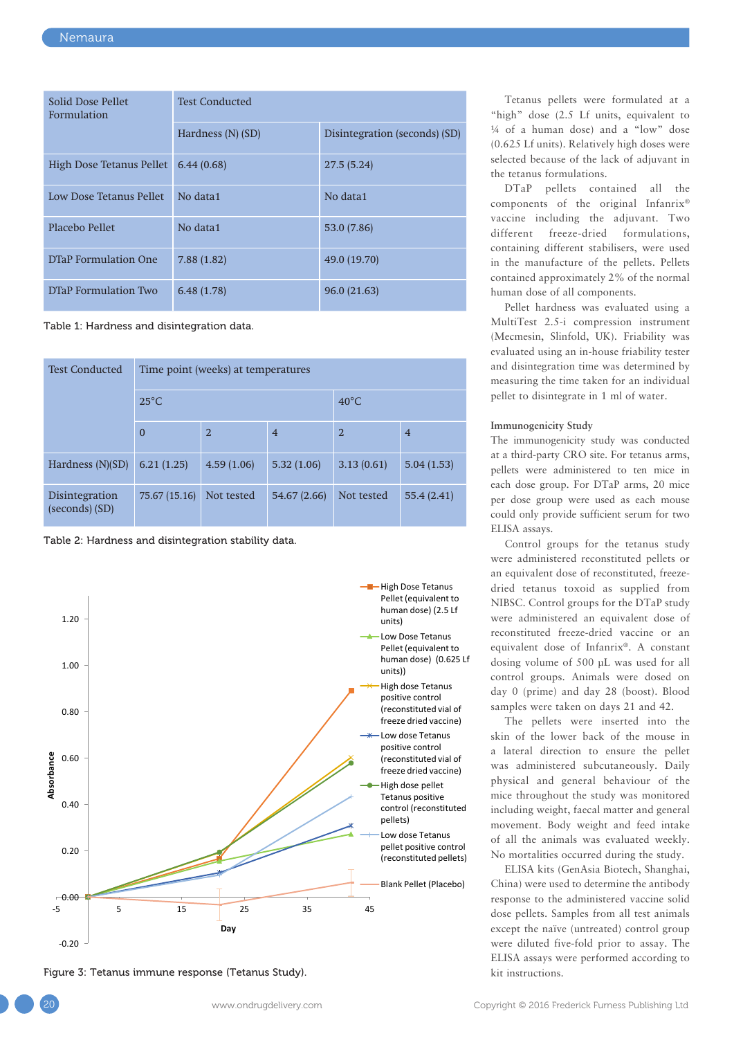| Solid Dose Pellet Formulation | Test Conducted | |
|---|---|---|
| | Hardness (N) (SD) | Disintegration (seconds) (SD) |
| High Dose Tetanus Pellet | 6.44 (0.68) | 27.5 (5.24) |
| Low Dose Tetanus Pellet | No data1 | No data1 |
| Placebo Pellet | No data1 | 53.0 (7.86) |
| DTaP Formulation One | 7.88 (1.82) | 49.0 (19.70) |
| DTaP Formulation Two | 6.48 (1.78) | 96.0 (21.63) |

Table 1: Hardness and disintegration data.

| Test Conducted | Time point (weeks) at temperatures | | | | |
|---|---|---|---|---|---|
| | 25°C | | | 40°C | |
| | 0 | 2 | 4 | 2 | 4 |
| Hardness (N)(SD) | 6.21 (1.25) | 4.59 (1.06) | 5.32 (1.06) | 3.13 (0.61) | 5.04 (1.53) |
| Disintegration (seconds) (SD) | 75.67 (15.16) | Not tested | 54.67 (2.66) | Not tested | 55.4 (2.41) |

Table 2: Hardness and disintegration stability data.

Figure 3: Tetanus immune response (Tetanus Study).

Tetanus pellets were formulated at a "high" dose (2.5 Lf units, equivalent to ¼ of a human dose) and a "low" dose (0.625 Lf units). Relatively high doses were selected because of the lack of adjuvant in the tetanus formulations.

DTaP pellets contained all the components of the original Infanrix® vaccine including the adjuvant. Two different freeze-dried formulations, containing different stabilisers, were used in the manufacture of the pellets. Pellets contained approximately 2% of the normal human dose of all components.

Pellet hardness was evaluated using a MultiTest 2.5-i compression instrument (Mecmesin, Slinfold, UK). Friability was evaluated using an in-house friability tester and disintegration time was determined by measuring the time taken for an individual pellet to disintegrate in 1 ml of water.

### Immunogenicity Study

The immunogenicity study was conducted at a third-party CRO site. For tetanus arms, pellets were administered to ten mice in each dose group. For DTaP arms, 20 mice per dose group were used as each mouse could only provide sufficient serum for two ELISA assays.

Control groups for the tetanus study were administered reconstituted pellets or an equivalent dose of reconstituted, freeze-dried tetanus toxoid as supplied from NIBSC. Control groups for the DTaP study were administered an equivalent dose of reconstituted freeze-dried vaccine or an equivalent dose of Infanrix®. A constant dosing volume of 500 µL was used for all control groups. Animals were dosed on day 0 (prime) and day 28 (boost). Blood samples were taken on days 21 and 42.

The pellets were inserted into the skin of the lower back of the mouse in a lateral direction to ensure the pellet was administered subcutaneously. Daily physical and general behaviour of the mice throughout the study was monitored including weight, faecal matter and general movement. Body weight and feed intake of all the animals was evaluated weekly. No mortalities occurred during the study.

ELISA kits (GenAsia Biotech, Shanghai, China) were used to determine the antibody response to the administered vaccine solid dose pellets. Samples from all test animals except the naïve (untreated) control group were diluted five-fold prior to assay. The ELISA assays were performed according to kit instructions.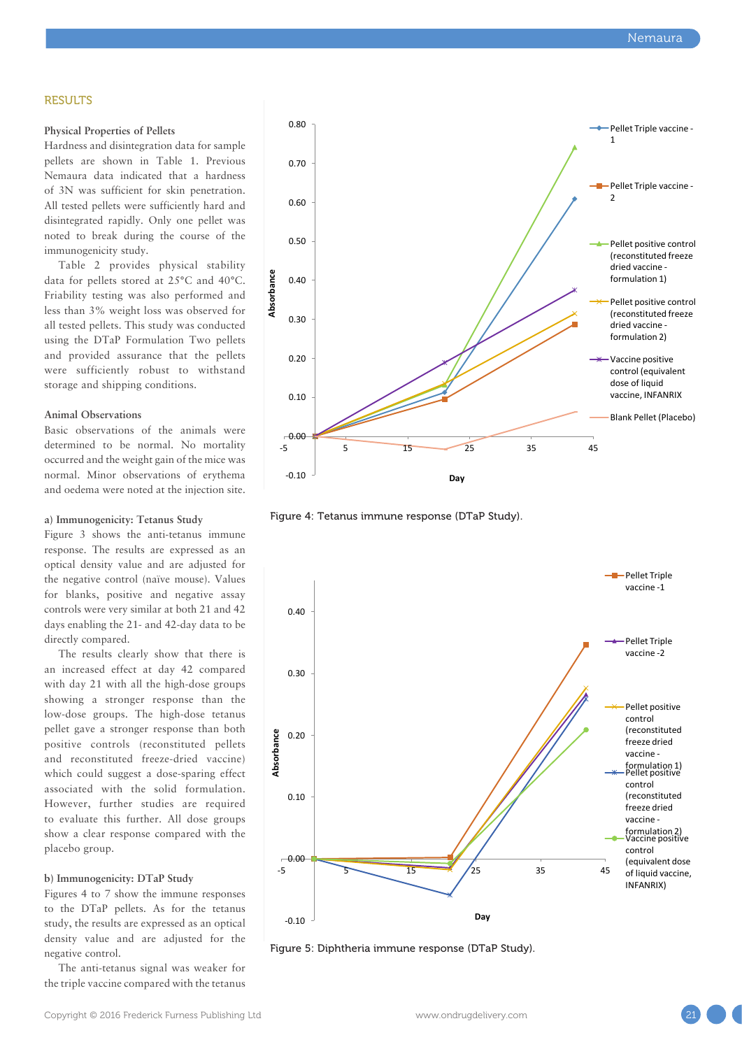## RESULTS

### Physical Properties of Pellets

Hardness and disintegration data for sample pellets are shown in Table 1. Previous Nemaura data indicated that a hardness of 3N was sufficient for skin penetration. All tested pellets were sufficiently hard and disintegrated rapidly. Only one pellet was noted to break during the course of the immunogenicity study.

Table 2 provides physical stability data for pellets stored at 25°C and 40°C. Friability testing was also performed and less than 3% weight loss was observed for all tested pellets. This study was conducted using the DTaP Formulation Two pellets and provided assurance that the pellets were sufficiently robust to withstand storage and shipping conditions.

### Animal Observations

Basic observations of the animals were determined to be normal. No mortality occurred and the weight gain of the mice was normal. Minor observations of erythema and oedema were noted at the injection site.

### a) Immunogenicity: Tetanus Study

Figure 3 shows the anti-tetanus immune response. The results are expressed as an optical density value and are adjusted for the negative control (naïve mouse). Values for blanks, positive and negative assay controls were very similar at both 21 and 42 days enabling the 21- and 42-day data to be directly compared.

The results clearly show that there is an increased effect at day 42 compared with day 21 with all the high-dose groups showing a stronger response than the low-dose groups. The high-dose tetanus pellet gave a stronger response than both positive controls (reconstituted pellets and reconstituted freeze-dried vaccine) which could suggest a dose-sparing effect associated with the solid formulation. However, further studies are required to evaluate this further. All dose groups show a clear response compared with the placebo group.

### b) Immunogenicity: DTaP Study

Figures 4 to 7 show the immune responses to the DTaP pellets. As for the tetanus study, the results are expressed as an optical density value and are adjusted for the negative control.

The anti-tetanus signal was weaker for the triple vaccine compared with the tetanus

Figure 4: Tetanus immune response (DTaP Study).

Figure 5: Diphtheria immune response (DTaP Study).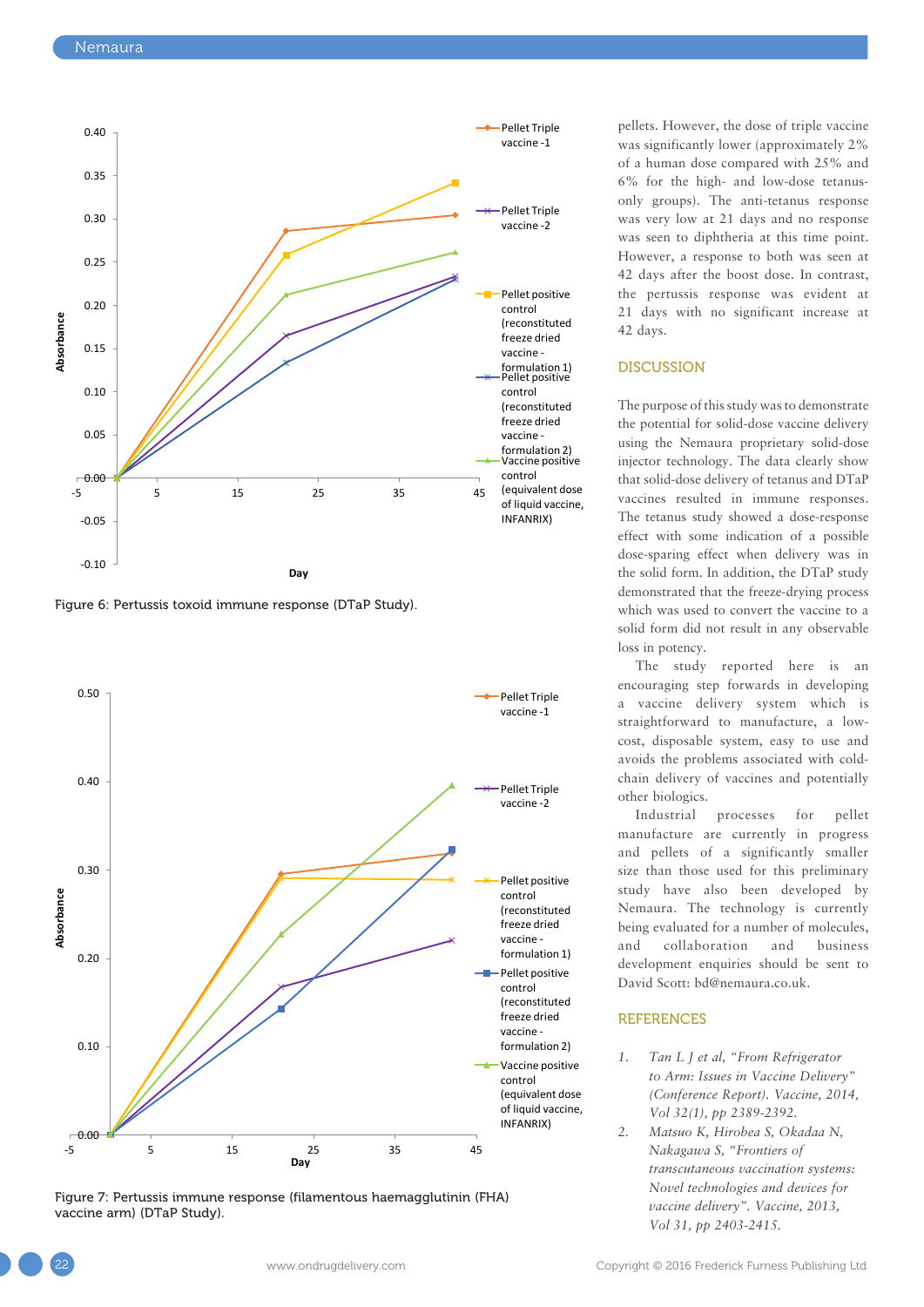0.40
0.35
0.30
0.25
0.20
0.15
0.10
0.05
0.00
-0.05
-0.10

Absorbance

-5 5 15 25 35 45

Day

Pellet Triple vaccine -1

Pellet Triple vaccine -2

Pellet positive control (reconstituted freeze dried vaccine - formulation 1)

Pellet positive control (reconstituted freeze dried vaccine - formulation 2)

Vaccine positive control (equivalent dose of liquid vaccine, INFANRIX)

Figure 6: Pertussis toxoid immune response (DTaP Study).

0.50
0.40
0.30
0.20
0.10
0.00

Absorbance

-5 5 15 25 35 45

Day

Pellet Triple vaccine -1

Pellet Triple vaccine -2

Pellet positive control (reconstituted freeze dried vaccine - formulation 1)

Pellet positive control (reconstituted freeze dried vaccine - formulation 2)

Vaccine positive control (equivalent dose of liquid vaccine, INFANRIX)

Figure 7: Pertussis immune response (filamentous haemagglutinin (FHA) vaccine arm) (DTaP Study).

pellets. However, the dose of triple vaccine was significantly lower (approximately 2% of a human dose compared with 25% and 6% for the high- and low-dose tetanus-only groups). The anti-tetanus response was very low at 21 days and no response was seen to diphtheria at this time point. However, a response to both was seen at 42 days after the boost dose. In contrast, the pertussis response was evident at 21 days with no significant increase at 42 days.

## DISCUSSION

The purpose of this study was to demonstrate the potential for solid-dose vaccine delivery using the Nemaura proprietary solid-dose injector technology. The data clearly show that solid-dose delivery of tetanus and DTaP vaccines resulted in immune responses. The tetanus study showed a dose-response effect with some indication of a possible dose-sparing effect when delivery was in the solid form. In addition, the DTaP study demonstrated that the freeze-drying process which was used to convert the vaccine to a solid form did not result in any observable loss in potency.

The study reported here is an encouraging step forwards in developing a vaccine delivery system which is straightforward to manufacture, a low-cost, disposable system, easy to use and avoids the problems associated with cold-chain delivery of vaccines and potentially other biologics.

Industrial processes for pellet manufacture are currently in progress and pellets of a significantly smaller size than those used for this preliminary study have also been developed by Nemaura. The technology is currently being evaluated for a number of molecules, and collaboration and business development enquiries should be sent to David Scott: bd@nemaura.co.uk.

## REFERENCES

1. *Tan L J et al, "From Refrigerator to Arm: Issues in Vaccine Delivery" (Conference Report). Vaccine, 2014, Vol 32(1), pp 2389-2392.*
2. *Matsuo K, Hirobea S, Okadaa N, Nakagawa S, "Frontiers of transcutaneous vaccination systems: Novel technologies and devices for vaccine delivery". Vaccine, 2013, Vol 31, pp 2403-2415.*